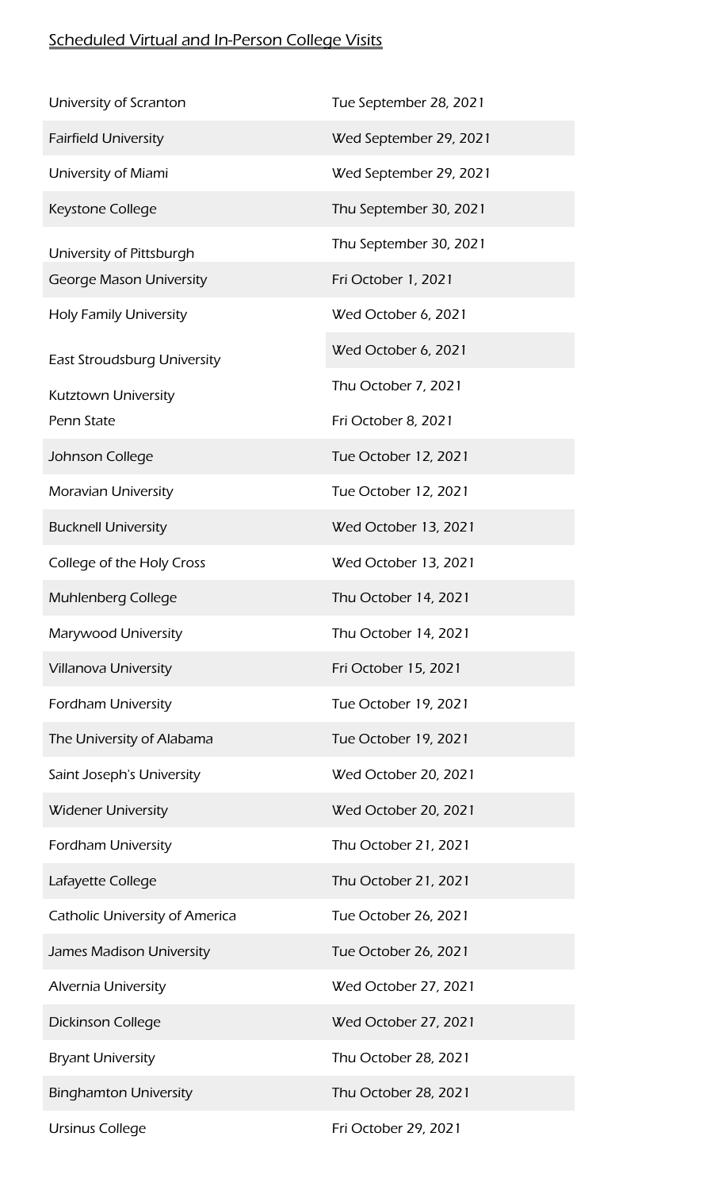Scheduled Virtual and In-Person College Visits

| | |
|---|---|
| University of Scranton | Tue September 28, 2021 |
| Fairfield University | Wed September 29, 2021 |
| University of Miami | Wed September 29, 2021 |
| Keystone College | Thu September 30, 2021 |
| University of Pittsburgh | Thu September 30, 2021 |
| George Mason University | Fri October 1, 2021 |
| Holy Family University | Wed October 6, 2021 |
| East Stroudsburg University | Wed October 6, 2021 |
| Kutztown University | Thu October 7, 2021 |
| Penn State | Fri October 8, 2021 |
| Johnson College | Tue October 12, 2021 |
| Moravian University | Tue October 12, 2021 |
| Bucknell University | Wed October 13, 2021 |
| College of the Holy Cross | Wed October 13, 2021 |
| Muhlenberg College | Thu October 14, 2021 |
| Marywood University | Thu October 14, 2021 |
| Villanova University | Fri October 15, 2021 |
| Fordham University | Tue October 19, 2021 |
| The University of Alabama | Tue October 19, 2021 |
| Saint Joseph's University | Wed October 20, 2021 |
| Widener University | Wed October 20, 2021 |
| Fordham University | Thu October 21, 2021 |
| Lafayette College | Thu October 21, 2021 |
| Catholic University of America | Tue October 26, 2021 |
| James Madison University | Tue October 26, 2021 |
| Alvernia University | Wed October 27, 2021 |
| Dickinson College | Wed October 27, 2021 |
| Bryant University | Thu October 28, 2021 |
| Binghamton University | Thu October 28, 2021 |
| Ursinus College | Fri October 29, 2021 |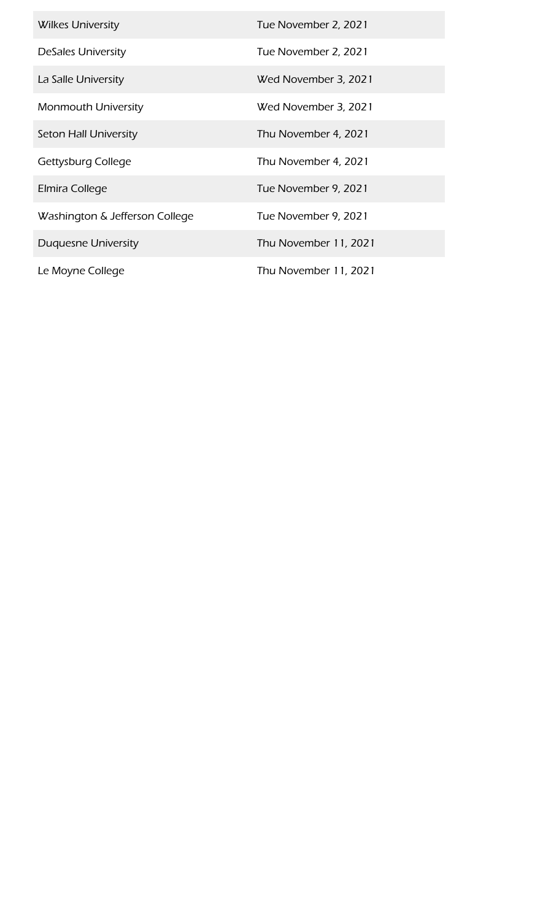| | |
|---|---|
| Wilkes University | Tue November 2, 2021 |
| DeSales University | Tue November 2, 2021 |
| La Salle University | Wed November 3, 2021 |
| Monmouth University | Wed November 3, 2021 |
| Seton Hall University | Thu November 4, 2021 |
| Gettysburg College | Thu November 4, 2021 |
| Elmira College | Tue November 9, 2021 |
| Washington & Jefferson College | Tue November 9, 2021 |
| Duquesne University | Thu November 11, 2021 |
| Le Moyne College | Thu November 11, 2021 |